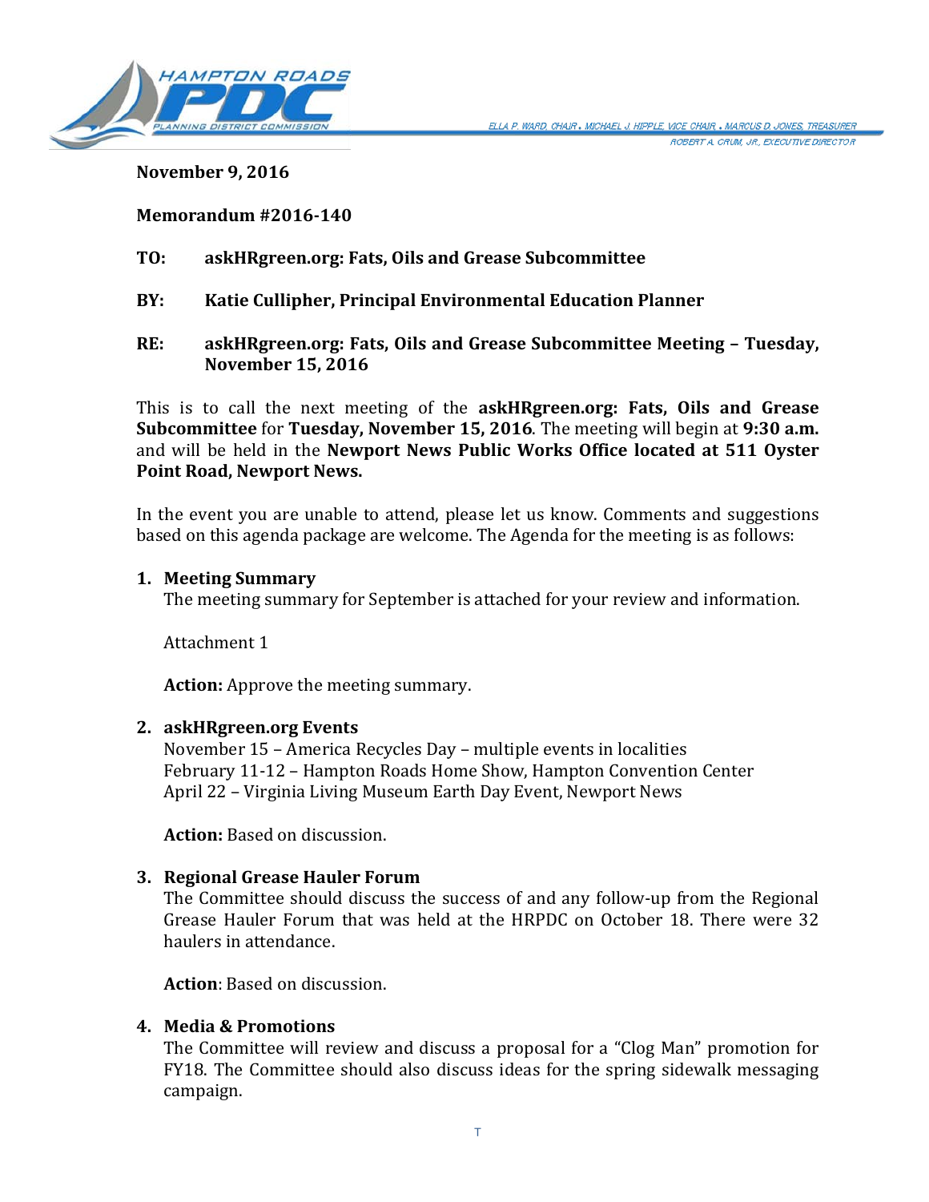HAMPTON ROADS PDC PLANNING DISTRICT COMMISSION

ELLA P. WARD, CHAIR • MICHAEL J. HIPPLE, VICE CHAIR • MARCUS D. JONES, TREASURER
ROBERT A. CRUM, JR., EXECUTIVE DIRECTOR

**November 9, 2016**

**Memorandum #2016-140**

**TO: askHRgreen.org: Fats, Oils and Grease Subcommittee**

**BY: Katie Cullipher, Principal Environmental Education Planner**

**RE: askHRgreen.org: Fats, Oils and Grease Subcommittee Meeting – Tuesday, November 15, 2016**

This is to call the next meeting of the **askHRgreen.org: Fats, Oils and Grease Subcommittee** for **Tuesday, November 15, 2016**. The meeting will begin at **9:30 a.m.** and will be held in the **Newport News Public Works Office located at 511 Oyster Point Road, Newport News.**

In the event you are unable to attend, please let us know. Comments and suggestions based on this agenda package are welcome. The Agenda for the meeting is as follows:

1. **Meeting Summary**
   The meeting summary for September is attached for your review and information.

   Attachment 1

   **Action:** Approve the meeting summary.

2. **askHRgreen.org Events**
   November 15 – America Recycles Day – multiple events in localities
   February 11-12 – Hampton Roads Home Show, Hampton Convention Center
   April 22 – Virginia Living Museum Earth Day Event, Newport News

   **Action:** Based on discussion.

3. **Regional Grease Hauler Forum**
   The Committee should discuss the success of and any follow-up from the Regional Grease Hauler Forum that was held at the HRPDC on October 18. There were 32 haulers in attendance.

   **Action**: Based on discussion.

4. **Media & Promotions**
   The Committee will review and discuss a proposal for a "Clog Man" promotion for FY18. The Committee should also discuss ideas for the spring sidewalk messaging campaign.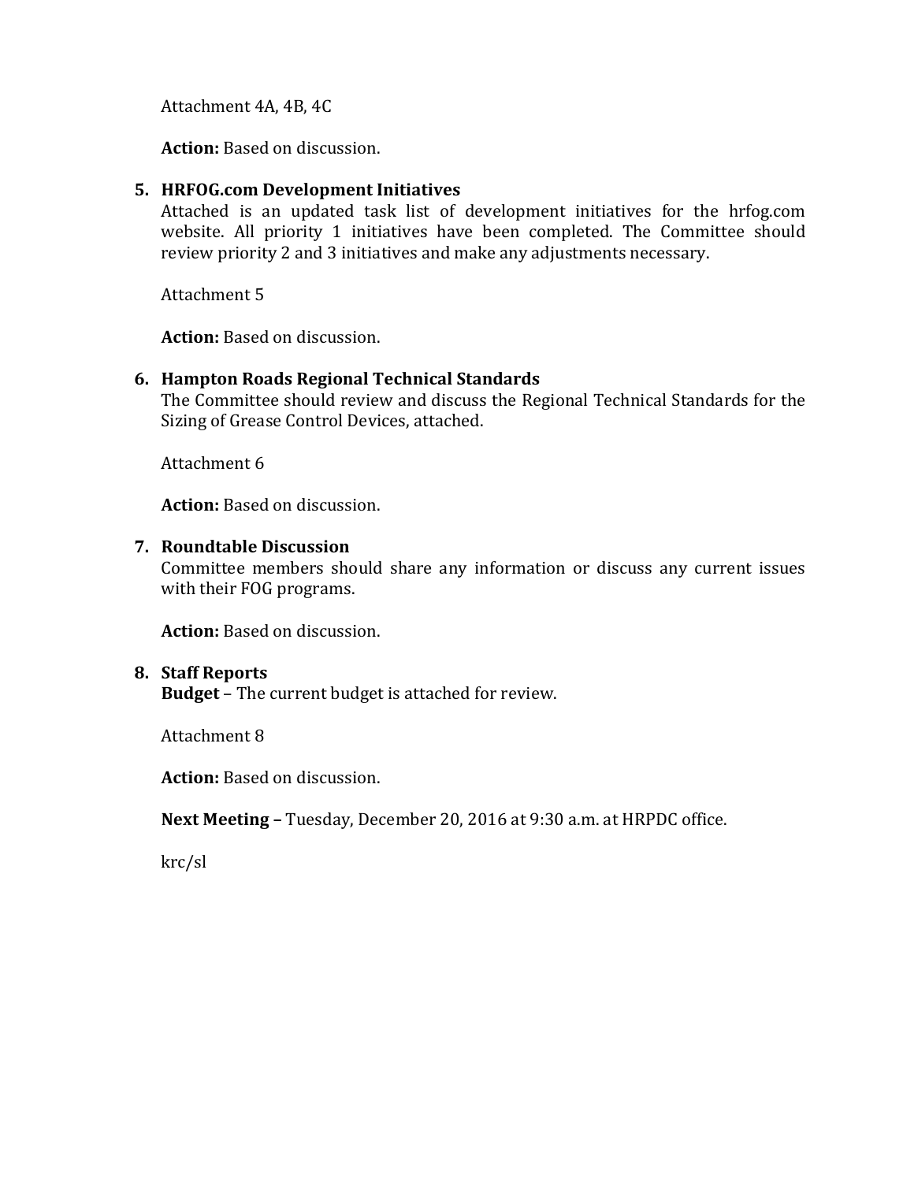Attachment 4A, 4B, 4C

**Action:** Based on discussion.

5. **HRFOG.com Development Initiatives**
   Attached is an updated task list of development initiatives for the hrfog.com website. All priority 1 initiatives have been completed. The Committee should review priority 2 and 3 initiatives and make any adjustments necessary.

   Attachment 5

   **Action:** Based on discussion.

6. **Hampton Roads Regional Technical Standards**
   The Committee should review and discuss the Regional Technical Standards for the Sizing of Grease Control Devices, attached.

   Attachment 6

   **Action:** Based on discussion.

7. **Roundtable Discussion**
   Committee members should share any information or discuss any current issues with their FOG programs.

   **Action:** Based on discussion.

8. **Staff Reports**
   **Budget** – The current budget is attached for review.

   Attachment 8

   **Action:** Based on discussion.

   **Next Meeting –** Tuesday, December 20, 2016 at 9:30 a.m. at HRPDC office.

   krc/sl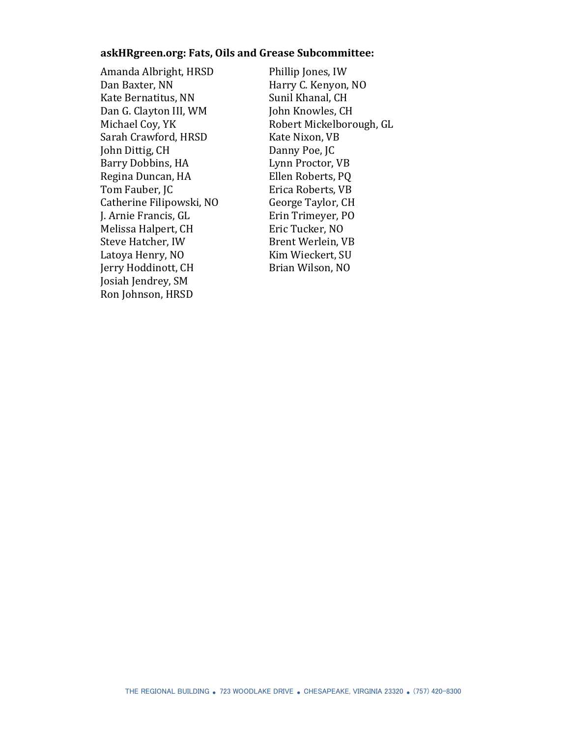**askHRgreen.org: Fats, Oils and Grease Subcommittee:**

Amanda Albright, HRSD
Dan Baxter, NN
Kate Bernatitus, NN
Dan G. Clayton III, WM
Michael Coy, YK
Sarah Crawford, HRSD
John Dittig, CH
Barry Dobbins, HA
Regina Duncan, HA
Tom Fauber, JC
Catherine Filipowski, NO
J. Arnie Francis, GL
Melissa Halpert, CH
Steve Hatcher, IW
Latoya Henry, NO
Jerry Hoddinott, CH
Josiah Jendrey, SM
Ron Johnson, HRSD
Phillip Jones, IW
Harry C. Kenyon, NO
Sunil Khanal, CH
John Knowles, CH
Robert Mickelborough, GL
Kate Nixon, VB
Danny Poe, JC
Lynn Proctor, VB
Ellen Roberts, PQ
Erica Roberts, VB
George Taylor, CH
Erin Trimeyer, PO
Eric Tucker, NO
Brent Werlein, VB
Kim Wieckert, SU
Brian Wilson, NO

THE REGIONAL BUILDING • 723 WOODLAKE DRIVE • CHESAPEAKE, VIRGINIA 23320 • (757) 420-8300